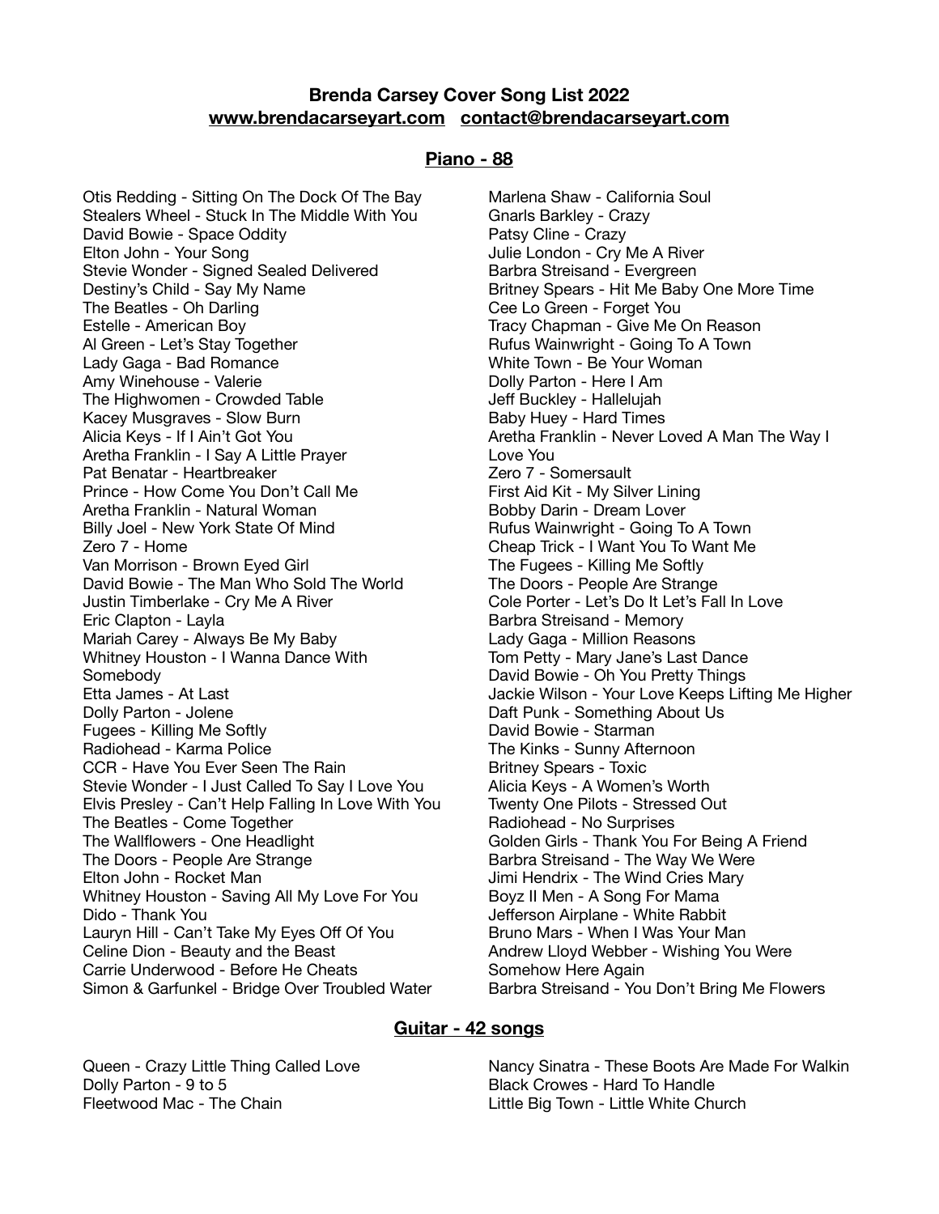**Brenda Carsey Cover Song List 2022**
**www.brendacarseyart.com contact@brendacarseyart.com**

## Piano - 88

Otis Redding - Sitting On The Dock Of The Bay
Stealers Wheel - Stuck In The Middle With You
David Bowie - Space Oddity
Elton John - Your Song
Stevie Wonder - Signed Sealed Delivered
Destiny's Child - Say My Name
The Beatles - Oh Darling
Estelle - American Boy
Al Green - Let's Stay Together
Lady Gaga - Bad Romance
Amy Winehouse - Valerie
The Highwomen - Crowded Table
Kacey Musgraves - Slow Burn
Alicia Keys - If I Ain't Got You
Aretha Franklin - I Say A Little Prayer
Pat Benatar - Heartbreaker
Prince - How Come You Don't Call Me
Aretha Franklin - Natural Woman
Billy Joel - New York State Of Mind
Zero 7 - Home
Van Morrison - Brown Eyed Girl
David Bowie - The Man Who Sold The World
Justin Timberlake - Cry Me A River
Eric Clapton - Layla
Mariah Carey - Always Be My Baby
Whitney Houston - I Wanna Dance With Somebody
Etta James - At Last
Dolly Parton - Jolene
Fugees - Killing Me Softly
Radiohead - Karma Police
CCR - Have You Ever Seen The Rain
Stevie Wonder - I Just Called To Say I Love You
Elvis Presley - Can't Help Falling In Love With You
The Beatles - Come Together
The Wallflowers - One Headlight
The Doors - People Are Strange
Elton John - Rocket Man
Whitney Houston - Saving All My Love For You
Dido - Thank You
Lauryn Hill - Can't Take My Eyes Off Of You
Celine Dion - Beauty and the Beast
Carrie Underwood - Before He Cheats
Simon & Garfunkel - Bridge Over Troubled Water
Marlena Shaw - California Soul
Gnarls Barkley - Crazy
Patsy Cline - Crazy
Julie London - Cry Me A River
Barbra Streisand - Evergreen
Britney Spears - Hit Me Baby One More Time
Cee Lo Green - Forget You
Tracy Chapman - Give Me On Reason
Rufus Wainwright - Going To A Town
White Town - Be Your Woman
Dolly Parton - Here I Am
Jeff Buckley - Hallelujah
Baby Huey - Hard Times
Aretha Franklin - Never Loved A Man The Way I Love You
Zero 7 - Somersault
First Aid Kit - My Silver Lining
Bobby Darin - Dream Lover
Rufus Wainwright - Going To A Town
Cheap Trick - I Want You To Want Me
The Fugees - Killing Me Softly
The Doors - People Are Strange
Cole Porter - Let's Do It Let's Fall In Love
Barbra Streisand - Memory
Lady Gaga - Million Reasons
Tom Petty - Mary Jane's Last Dance
David Bowie - Oh You Pretty Things
Jackie Wilson - Your Love Keeps Lifting Me Higher
Daft Punk - Something About Us
David Bowie - Starman
The Kinks - Sunny Afternoon
Britney Spears - Toxic
Alicia Keys - A Women's Worth
Twenty One Pilots - Stressed Out
Radiohead - No Surprises
Golden Girls - Thank You For Being A Friend
Barbra Streisand - The Way We Were
Jimi Hendrix - The Wind Cries Mary
Boyz II Men - A Song For Mama
Jefferson Airplane - White Rabbit
Bruno Mars - When I Was Your Man
Andrew Lloyd Webber - Wishing You Were Somehow Here Again
Barbra Streisand - You Don't Bring Me Flowers

## Guitar - 42 songs

Queen - Crazy Little Thing Called Love
Dolly Parton - 9 to 5
Fleetwood Mac - The Chain
Nancy Sinatra - These Boots Are Made For Walkin
Black Crowes - Hard To Handle
Little Big Town - Little White Church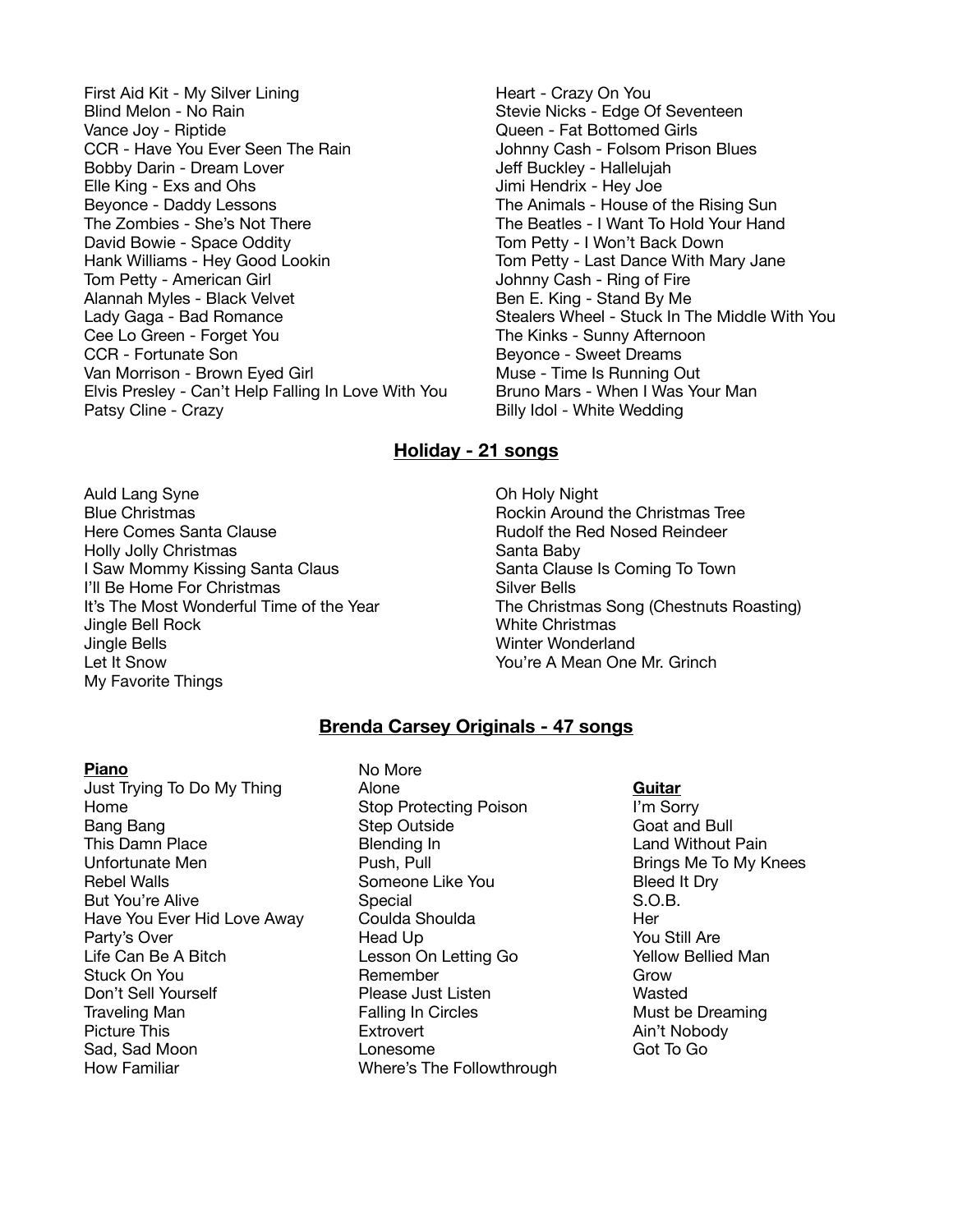First Aid Kit - My Silver Lining
Blind Melon - No Rain
Vance Joy - Riptide
CCR - Have You Ever Seen The Rain
Bobby Darin - Dream Lover
Elle King - Exs and Ohs
Beyonce - Daddy Lessons
The Zombies - She's Not There
David Bowie - Space Oddity
Hank Williams - Hey Good Lookin
Tom Petty - American Girl
Alannah Myles - Black Velvet
Lady Gaga - Bad Romance
Cee Lo Green - Forget You
CCR - Fortunate Son
Van Morrison - Brown Eyed Girl
Elvis Presley - Can't Help Falling In Love With You
Patsy Cline - Crazy
Heart - Crazy On You
Stevie Nicks - Edge Of Seventeen
Queen - Fat Bottomed Girls
Johnny Cash - Folsom Prison Blues
Jeff Buckley - Hallelujah
Jimi Hendrix - Hey Joe
The Animals - House of the Rising Sun
The Beatles - I Want To Hold Your Hand
Tom Petty - I Won't Back Down
Tom Petty - Last Dance With Mary Jane
Johnny Cash - Ring of Fire
Ben E. King - Stand By Me
Stealers Wheel - Stuck In The Middle With You
The Kinks - Sunny Afternoon
Beyonce - Sweet Dreams
Muse - Time Is Running Out
Bruno Mars - When I Was Your Man
Billy Idol - White Wedding

## Holiday - 21 songs

Auld Lang Syne
Blue Christmas
Here Comes Santa Clause
Holly Jolly Christmas
I Saw Mommy Kissing Santa Claus
I'll Be Home For Christmas
It's The Most Wonderful Time of the Year
Jingle Bell Rock
Jingle Bells
Let It Snow
My Favorite Things
Oh Holy Night
Rockin Around the Christmas Tree
Rudolf the Red Nosed Reindeer
Santa Baby
Santa Clause Is Coming To Town
Silver Bells
The Christmas Song (Chestnuts Roasting)
White Christmas
Winter Wonderland
You're A Mean One Mr. Grinch

## Brenda Carsey Originals - 47 songs

**Piano**

Just Trying To Do My Thing
Home
Bang Bang
This Damn Place
Unfortunate Men
Rebel Walls
But You're Alive
Have You Ever Hid Love Away
Party's Over
Life Can Be A Bitch
Stuck On You
Don't Sell Yourself
Traveling Man
Picture This
Sad, Sad Moon
How Familiar
No More
Alone
Stop Protecting Poison
Step Outside
Blending In
Push, Pull
Someone Like You
Special
Coulda Shoulda
Head Up
Lesson On Letting Go
Remember
Please Just Listen
Falling In Circles
Extrovert
Lonesome
Where's The Followthrough

**Guitar**

I'm Sorry
Goat and Bull
Land Without Pain
Brings Me To My Knees
Bleed It Dry
S.O.B.
Her
You Still Are
Yellow Bellied Man
Grow
Wasted
Must be Dreaming
Ain't Nobody
Got To Go